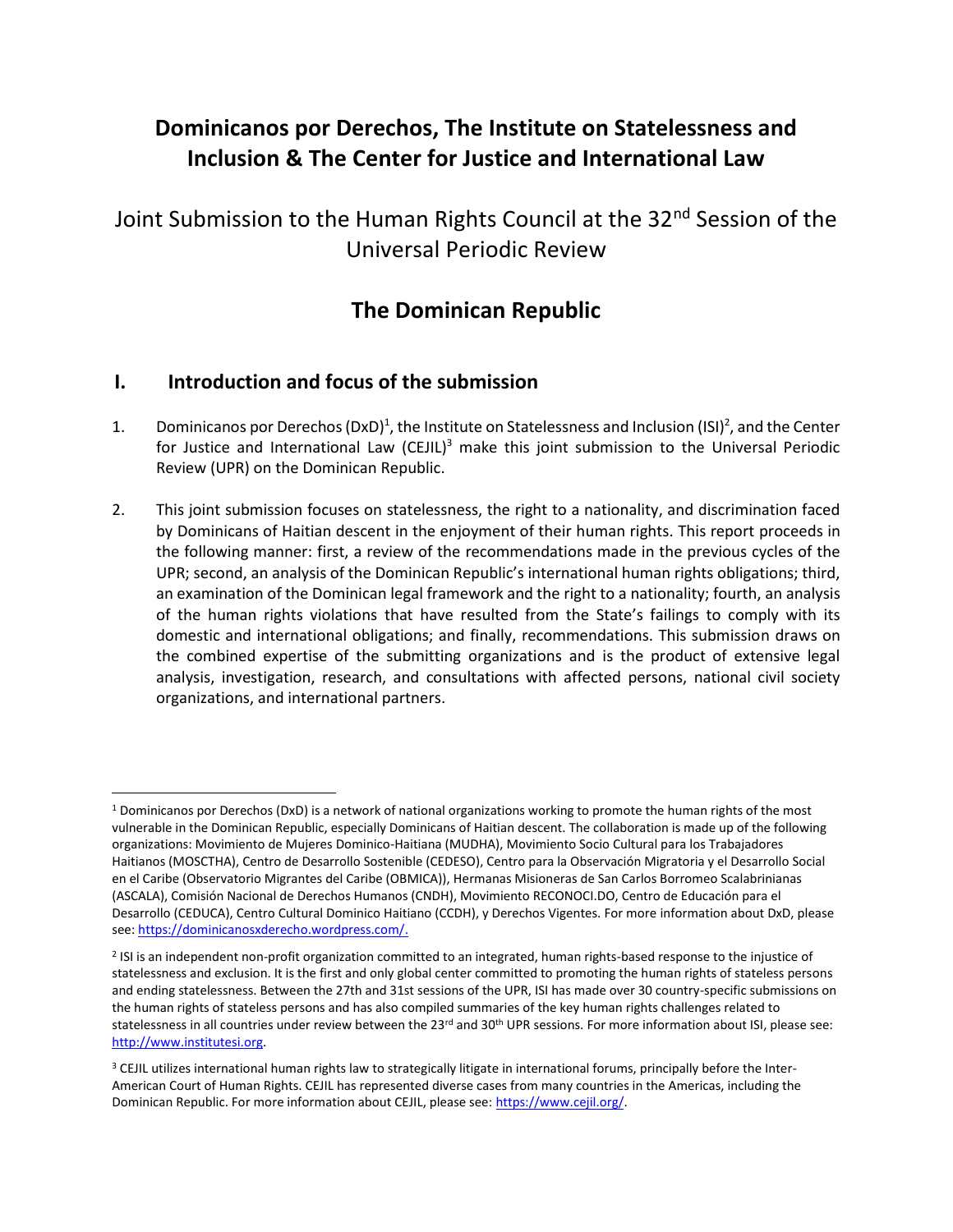# Dominicanos por Derechos, The Institute on Statelessness and Inclusion & The Center for Justice and International Law

## Joint Submission to the Human Rights Council at the 32nd Session of the Universal Periodic Review

## The Dominican Republic

## I. Introduction and focus of the submission

1. Dominicanos por Derechos (DxD)[1], the Institute on Statelessness and Inclusion (ISI)[2], and the Center for Justice and International Law (CEJIL)[3] make this joint submission to the Universal Periodic Review (UPR) on the Dominican Republic.

2. This joint submission focuses on statelessness, the right to a nationality, and discrimination faced by Dominicans of Haitian descent in the enjoyment of their human rights. This report proceeds in the following manner: first, a review of the recommendations made in the previous cycles of the UPR; second, an analysis of the Dominican Republic's international human rights obligations; third, an examination of the Dominican legal framework and the right to a nationality; fourth, an analysis of the human rights violations that have resulted from the State's failings to comply with its domestic and international obligations; and finally, recommendations. This submission draws on the combined expertise of the submitting organizations and is the product of extensive legal analysis, investigation, research, and consultations with affected persons, national civil society organizations, and international partners.

---

[1] Dominicanos por Derechos (DxD) is a network of national organizations working to promote the human rights of the most vulnerable in the Dominican Republic, especially Dominicans of Haitian descent. The collaboration is made up of the following organizations: Movimiento de Mujeres Dominico-Haitiana (MUDHA), Movimiento Socio Cultural para los Trabajadores Haitianos (MOSCTHA), Centro de Desarrollo Sostenible (CEDESO), Centro para la Observación Migratoria y el Desarrollo Social en el Caribe (Observatorio Migrantes del Caribe (OBMICA)), Hermanas Misioneras de San Carlos Borromeo Scalabrinianas (ASCALA), Comisión Nacional de Derechos Humanos (CNDH), Movimiento RECONOCI.DO, Centro de Educación para el Desarrollo (CEDUCA), Centro Cultural Dominico Haitiano (CCDH), y Derechos Vigentes. For more information about DxD, please see: https://dominicanosxderecho.wordpress.com/.

[2] ISI is an independent non-profit organization committed to an integrated, human rights-based response to the injustice of statelessness and exclusion. It is the first and only global center committed to promoting the human rights of stateless persons and ending statelessness. Between the 27th and 31st sessions of the UPR, ISI has made over 30 country-specific submissions on the human rights of stateless persons and has also compiled summaries of the key human rights challenges related to statelessness in all countries under review between the 23rd and 30th UPR sessions. For more information about ISI, please see: http://www.institutesi.org.

[3] CEJIL utilizes international human rights law to strategically litigate in international forums, principally before the Inter-American Court of Human Rights. CEJIL has represented diverse cases from many countries in the Americas, including the Dominican Republic. For more information about CEJIL, please see: https://www.cejil.org/.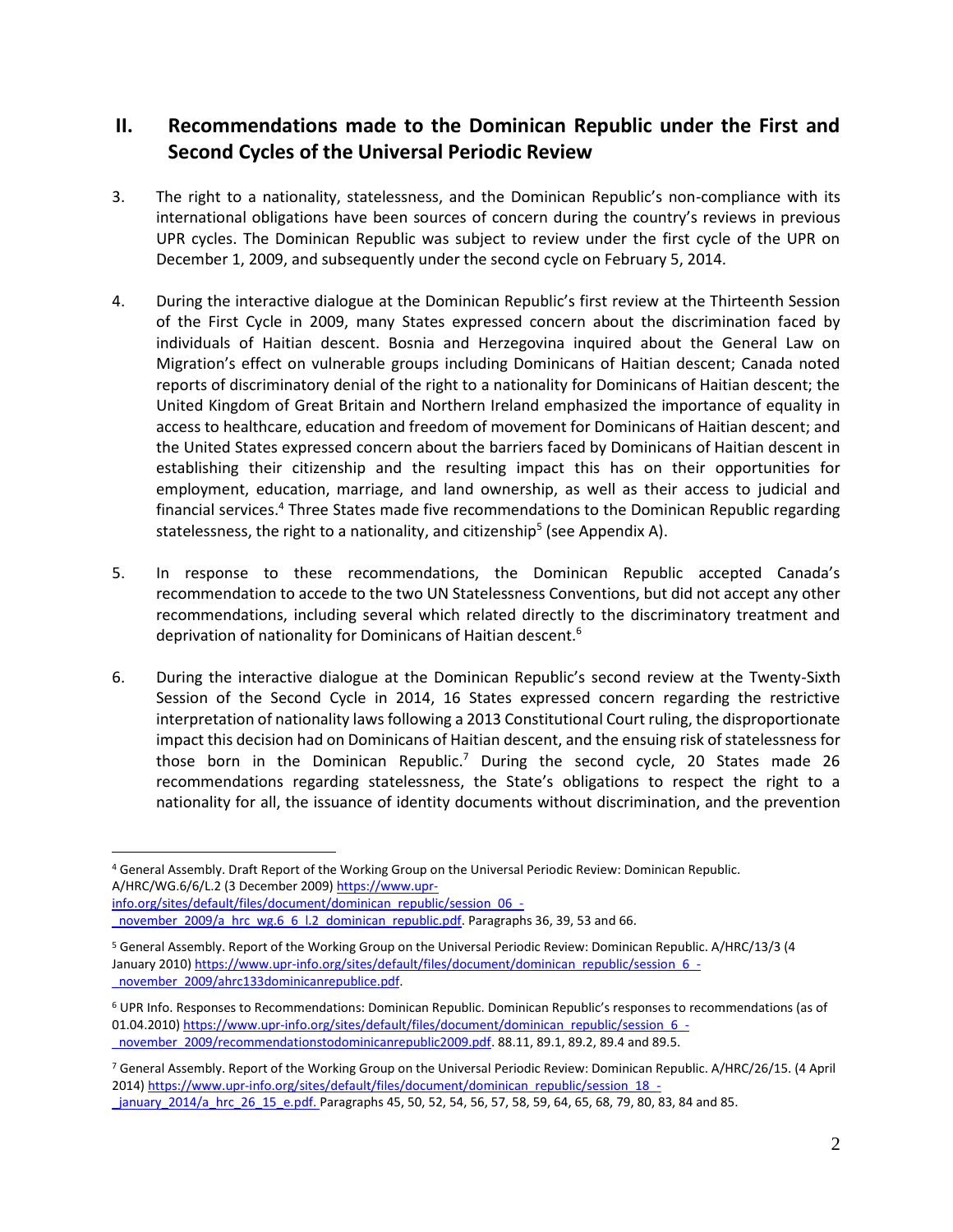## II. Recommendations made to the Dominican Republic under the First and Second Cycles of the Universal Periodic Review

3. The right to a nationality, statelessness, and the Dominican Republic's non-compliance with its international obligations have been sources of concern during the country's reviews in previous UPR cycles. The Dominican Republic was subject to review under the first cycle of the UPR on December 1, 2009, and subsequently under the second cycle on February 5, 2014.

4. During the interactive dialogue at the Dominican Republic's first review at the Thirteenth Session of the First Cycle in 2009, many States expressed concern about the discrimination faced by individuals of Haitian descent. Bosnia and Herzegovina inquired about the General Law on Migration's effect on vulnerable groups including Dominicans of Haitian descent; Canada noted reports of discriminatory denial of the right to a nationality for Dominicans of Haitian descent; the United Kingdom of Great Britain and Northern Ireland emphasized the importance of equality in access to healthcare, education and freedom of movement for Dominicans of Haitian descent; and the United States expressed concern about the barriers faced by Dominicans of Haitian descent in establishing their citizenship and the resulting impact this has on their opportunities for employment, education, marriage, and land ownership, as well as their access to judicial and financial services.[4] Three States made five recommendations to the Dominican Republic regarding statelessness, the right to a nationality, and citizenship[5] (see Appendix A).

5. In response to these recommendations, the Dominican Republic accepted Canada's recommendation to accede to the two UN Statelessness Conventions, but did not accept any other recommendations, including several which related directly to the discriminatory treatment and deprivation of nationality for Dominicans of Haitian descent.[6]

6. During the interactive dialogue at the Dominican Republic's second review at the Twenty-Sixth Session of the Second Cycle in 2014, 16 States expressed concern regarding the restrictive interpretation of nationality laws following a 2013 Constitutional Court ruling, the disproportionate impact this decision had on Dominicans of Haitian descent, and the ensuing risk of statelessness for those born in the Dominican Republic.[7] During the second cycle, 20 States made 26 recommendations regarding statelessness, the State's obligations to respect the right to a nationality for all, the issuance of identity documents without discrimination, and the prevention

---

[4] General Assembly. Draft Report of the Working Group on the Universal Periodic Review: Dominican Republic. A/HRC/WG.6/6/L.2 (3 December 2009) https://www.upr-info.org/sites/default/files/document/dominican_republic/session_06_-_november_2009/a_hrc_wg.6_6_l.2_dominican_republic.pdf. Paragraphs 36, 39, 53 and 66.

[5] General Assembly. Report of the Working Group on the Universal Periodic Review: Dominican Republic. A/HRC/13/3 (4 January 2010) https://www.upr-info.org/sites/default/files/document/dominican_republic/session_6_-_november_2009/ahrc133dominicanrepublice.pdf.

[6] UPR Info. Responses to Recommendations: Dominican Republic. Dominican Republic's responses to recommendations (as of 01.04.2010) https://www.upr-info.org/sites/default/files/document/dominican_republic/session_6_-_november_2009/recommendationstodominicanrepublic2009.pdf. 88.11, 89.1, 89.2, 89.4 and 89.5.

[7] General Assembly. Report of the Working Group on the Universal Periodic Review: Dominican Republic. A/HRC/26/15. (4 April 2014) https://www.upr-info.org/sites/default/files/document/dominican_republic/session_18_-_january_2014/a_hrc_26_15_e.pdf. Paragraphs 45, 50, 52, 54, 56, 57, 58, 59, 64, 65, 68, 79, 80, 83, 84 and 85.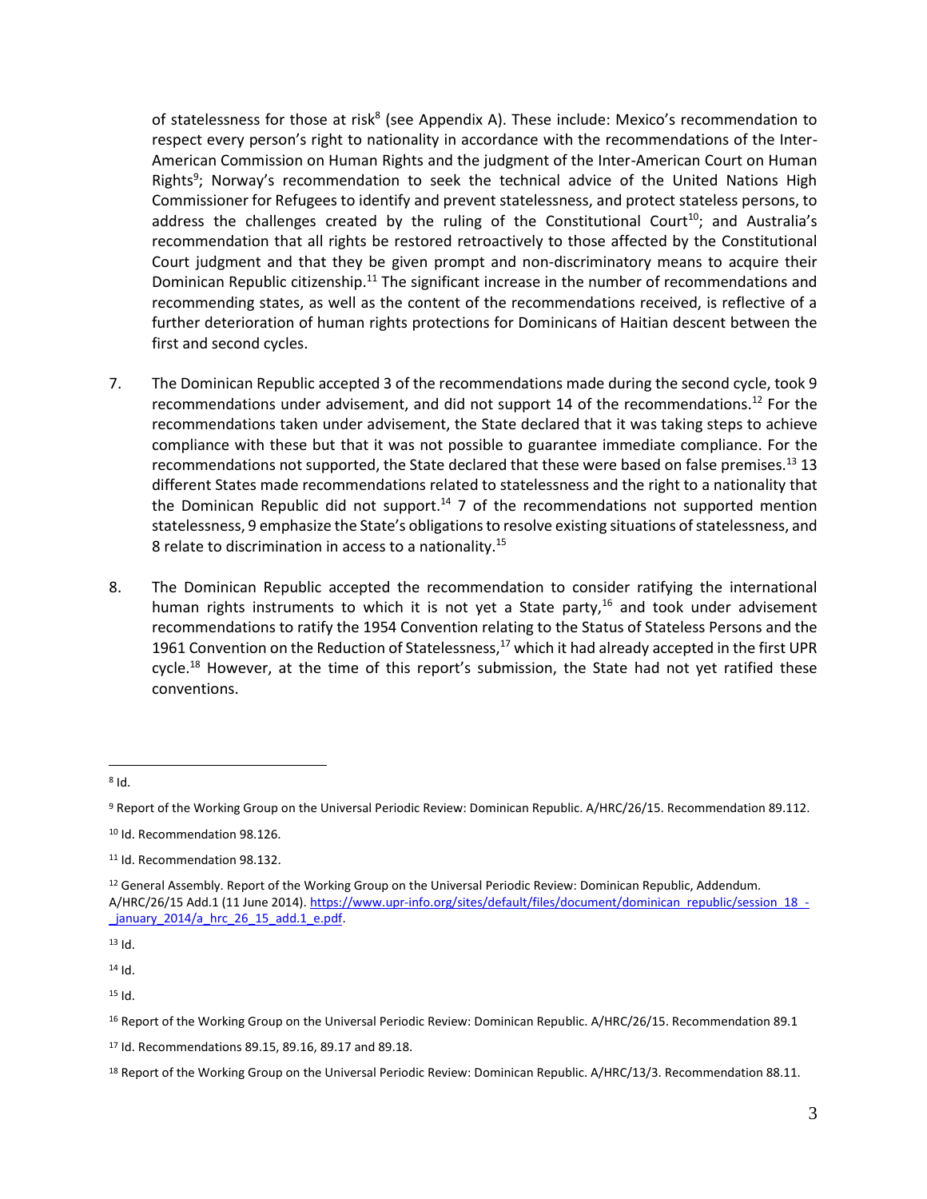of statelessness for those at risk[8] (see Appendix A). These include: Mexico's recommendation to respect every person's right to nationality in accordance with the recommendations of the Inter-American Commission on Human Rights and the judgment of the Inter-American Court on Human Rights[9]; Norway's recommendation to seek the technical advice of the United Nations High Commissioner for Refugees to identify and prevent statelessness, and protect stateless persons, to address the challenges created by the ruling of the Constitutional Court[10]; and Australia's recommendation that all rights be restored retroactively to those affected by the Constitutional Court judgment and that they be given prompt and non-discriminatory means to acquire their Dominican Republic citizenship.[11] The significant increase in the number of recommendations and recommending states, as well as the content of the recommendations received, is reflective of a further deterioration of human rights protections for Dominicans of Haitian descent between the first and second cycles.

7. The Dominican Republic accepted 3 of the recommendations made during the second cycle, took 9 recommendations under advisement, and did not support 14 of the recommendations.[12] For the recommendations taken under advisement, the State declared that it was taking steps to achieve compliance with these but that it was not possible to guarantee immediate compliance. For the recommendations not supported, the State declared that these were based on false premises.[13] 13 different States made recommendations related to statelessness and the right to a nationality that the Dominican Republic did not support.[14] 7 of the recommendations not supported mention statelessness, 9 emphasize the State's obligations to resolve existing situations of statelessness, and 8 relate to discrimination in access to a nationality.[15]

8. The Dominican Republic accepted the recommendation to consider ratifying the international human rights instruments to which it is not yet a State party,[16] and took under advisement recommendations to ratify the 1954 Convention relating to the Status of Stateless Persons and the 1961 Convention on the Reduction of Statelessness,[17] which it had already accepted in the first UPR cycle.[18] However, at the time of this report's submission, the State had not yet ratified these conventions.

---

[8] Id.

[9] Report of the Working Group on the Universal Periodic Review: Dominican Republic. A/HRC/26/15. Recommendation 89.112.

[10] Id. Recommendation 98.126.

[11] Id. Recommendation 98.132.

[12] General Assembly. Report of the Working Group on the Universal Periodic Review: Dominican Republic, Addendum. A/HRC/26/15 Add.1 (11 June 2014). https://www.upr-info.org/sites/default/files/document/dominican_republic/session_18_-_january_2014/a_hrc_26_15_add.1_e.pdf.

[13] Id.

[14] Id.

[15] Id.

[16] Report of the Working Group on the Universal Periodic Review: Dominican Republic. A/HRC/26/15. Recommendation 89.1

[17] Id. Recommendations 89.15, 89.16, 89.17 and 89.18.

[18] Report of the Working Group on the Universal Periodic Review: Dominican Republic. A/HRC/13/3. Recommendation 88.11.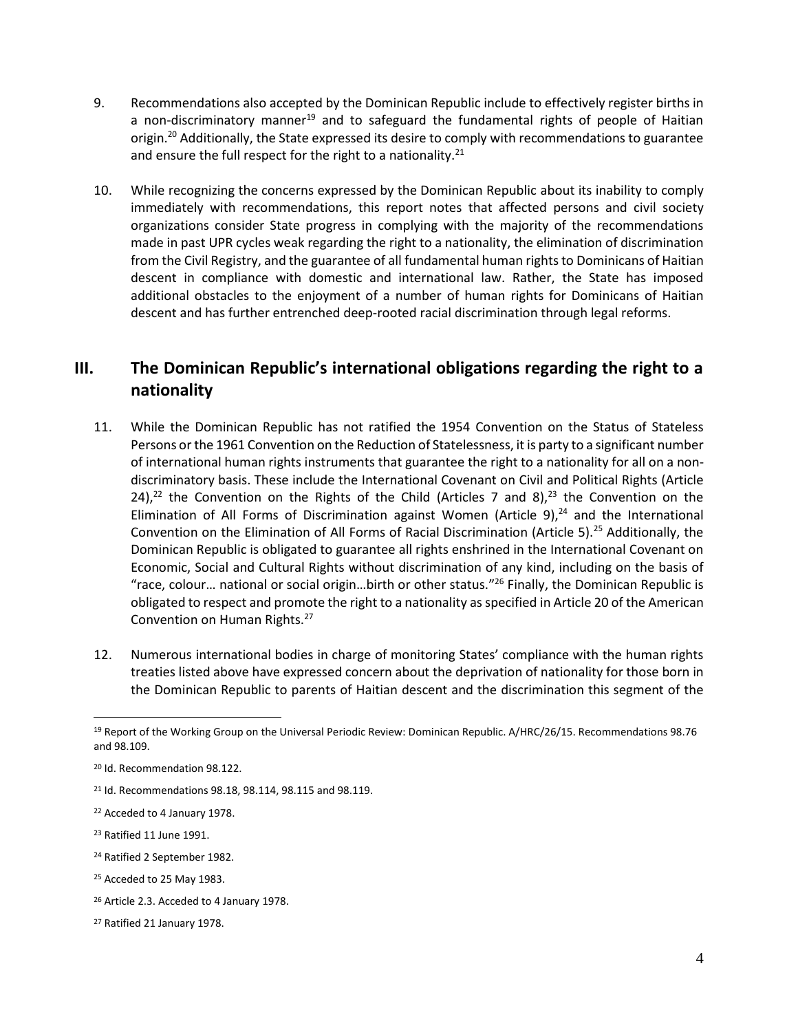9. Recommendations also accepted by the Dominican Republic include to effectively register births in a non-discriminatory manner[19] and to safeguard the fundamental rights of people of Haitian origin.[20] Additionally, the State expressed its desire to comply with recommendations to guarantee and ensure the full respect for the right to a nationality.[21]

10. While recognizing the concerns expressed by the Dominican Republic about its inability to comply immediately with recommendations, this report notes that affected persons and civil society organizations consider State progress in complying with the majority of the recommendations made in past UPR cycles weak regarding the right to a nationality, the elimination of discrimination from the Civil Registry, and the guarantee of all fundamental human rights to Dominicans of Haitian descent in compliance with domestic and international law. Rather, the State has imposed additional obstacles to the enjoyment of a number of human rights for Dominicans of Haitian descent and has further entrenched deep-rooted racial discrimination through legal reforms.

## III. The Dominican Republic's international obligations regarding the right to a nationality

11. While the Dominican Republic has not ratified the 1954 Convention on the Status of Stateless Persons or the 1961 Convention on the Reduction of Statelessness, it is party to a significant number of international human rights instruments that guarantee the right to a nationality for all on a non-discriminatory basis. These include the International Covenant on Civil and Political Rights (Article 24),[22] the Convention on the Rights of the Child (Articles 7 and 8),[23] the Convention on the Elimination of All Forms of Discrimination against Women (Article 9),[24] and the International Convention on the Elimination of All Forms of Racial Discrimination (Article 5).[25] Additionally, the Dominican Republic is obligated to guarantee all rights enshrined in the International Covenant on Economic, Social and Cultural Rights without discrimination of any kind, including on the basis of "race, colour… national or social origin…birth or other status."[26] Finally, the Dominican Republic is obligated to respect and promote the right to a nationality as specified in Article 20 of the American Convention on Human Rights.[27]

12. Numerous international bodies in charge of monitoring States' compliance with the human rights treaties listed above have expressed concern about the deprivation of nationality for those born in the Dominican Republic to parents of Haitian descent and the discrimination this segment of the

---

[19] Report of the Working Group on the Universal Periodic Review: Dominican Republic. A/HRC/26/15. Recommendations 98.76 and 98.109.

[20] Id. Recommendation 98.122.

[21] Id. Recommendations 98.18, 98.114, 98.115 and 98.119.

[22] Acceded to 4 January 1978.

[23] Ratified 11 June 1991.

[24] Ratified 2 September 1982.

[25] Acceded to 25 May 1983.

[26] Article 2.3. Acceded to 4 January 1978.

[27] Ratified 21 January 1978.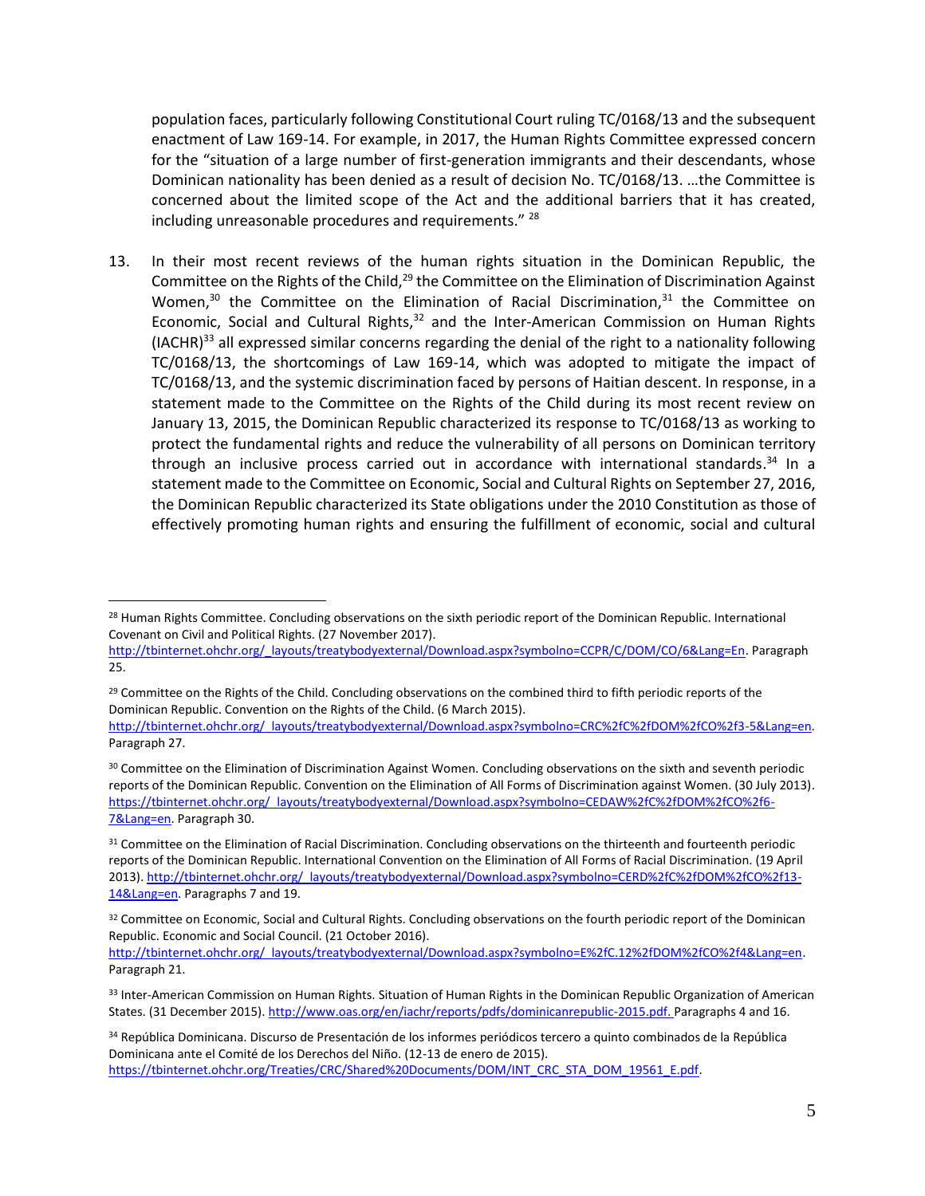population faces, particularly following Constitutional Court ruling TC/0168/13 and the subsequent enactment of Law 169-14. For example, in 2017, the Human Rights Committee expressed concern for the "situation of a large number of first-generation immigrants and their descendants, whose Dominican nationality has been denied as a result of decision No. TC/0168/13. …the Committee is concerned about the limited scope of the Act and the additional barriers that it has created, including unreasonable procedures and requirements." [28]

13. In their most recent reviews of the human rights situation in the Dominican Republic, the Committee on the Rights of the Child,[29] the Committee on the Elimination of Discrimination Against Women,[30] the Committee on the Elimination of Racial Discrimination,[31] the Committee on Economic, Social and Cultural Rights,[32] and the Inter-American Commission on Human Rights (IACHR)[33] all expressed similar concerns regarding the denial of the right to a nationality following TC/0168/13, the shortcomings of Law 169-14, which was adopted to mitigate the impact of TC/0168/13, and the systemic discrimination faced by persons of Haitian descent. In response, in a statement made to the Committee on the Rights of the Child during its most recent review on January 13, 2015, the Dominican Republic characterized its response to TC/0168/13 as working to protect the fundamental rights and reduce the vulnerability of all persons on Dominican territory through an inclusive process carried out in accordance with international standards.[34] In a statement made to the Committee on Economic, Social and Cultural Rights on September 27, 2016, the Dominican Republic characterized its State obligations under the 2010 Constitution as those of effectively promoting human rights and ensuring the fulfillment of economic, social and cultural

---

[28] Human Rights Committee. Concluding observations on the sixth periodic report of the Dominican Republic. International Covenant on Civil and Political Rights. (27 November 2017). http://tbinternet.ohchr.org/_layouts/treatybodyexternal/Download.aspx?symbolno=CCPR/C/DOM/CO/6&Lang=En. Paragraph 25.

[29] Committee on the Rights of the Child. Concluding observations on the combined third to fifth periodic reports of the Dominican Republic. Convention on the Rights of the Child. (6 March 2015). http://tbinternet.ohchr.org/_layouts/treatybodyexternal/Download.aspx?symbolno=CRC%2fC%2fDOM%2fCO%2f3-5&Lang=en. Paragraph 27.

[30] Committee on the Elimination of Discrimination Against Women. Concluding observations on the sixth and seventh periodic reports of the Dominican Republic. Convention on the Elimination of All Forms of Discrimination against Women. (30 July 2013). https://tbinternet.ohchr.org/_layouts/treatybodyexternal/Download.aspx?symbolno=CEDAW%2fC%2fDOM%2fCO%2f6-7&Lang=en. Paragraph 30.

[31] Committee on the Elimination of Racial Discrimination. Concluding observations on the thirteenth and fourteenth periodic reports of the Dominican Republic. International Convention on the Elimination of All Forms of Racial Discrimination. (19 April 2013). http://tbinternet.ohchr.org/_layouts/treatybodyexternal/Download.aspx?symbolno=CERD%2fC%2fDOM%2fCO%2f13-14&Lang=en. Paragraphs 7 and 19.

[32] Committee on Economic, Social and Cultural Rights. Concluding observations on the fourth periodic report of the Dominican Republic. Economic and Social Council. (21 October 2016). http://tbinternet.ohchr.org/_layouts/treatybodyexternal/Download.aspx?symbolno=E%2fC.12%2fDOM%2fCO%2f4&Lang=en. Paragraph 21.

[33] Inter-American Commission on Human Rights. Situation of Human Rights in the Dominican Republic Organization of American States. (31 December 2015). http://www.oas.org/en/iachr/reports/pdfs/dominicanrepublic-2015.pdf. Paragraphs 4 and 16.

[34] República Dominicana. Discurso de Presentación de los informes periódicos tercero a quinto combinados de la República Dominicana ante el Comité de los Derechos del Niño. (12-13 de enero de 2015). https://tbinternet.ohchr.org/Treaties/CRC/Shared%20Documents/DOM/INT_CRC_STA_DOM_19561_E.pdf.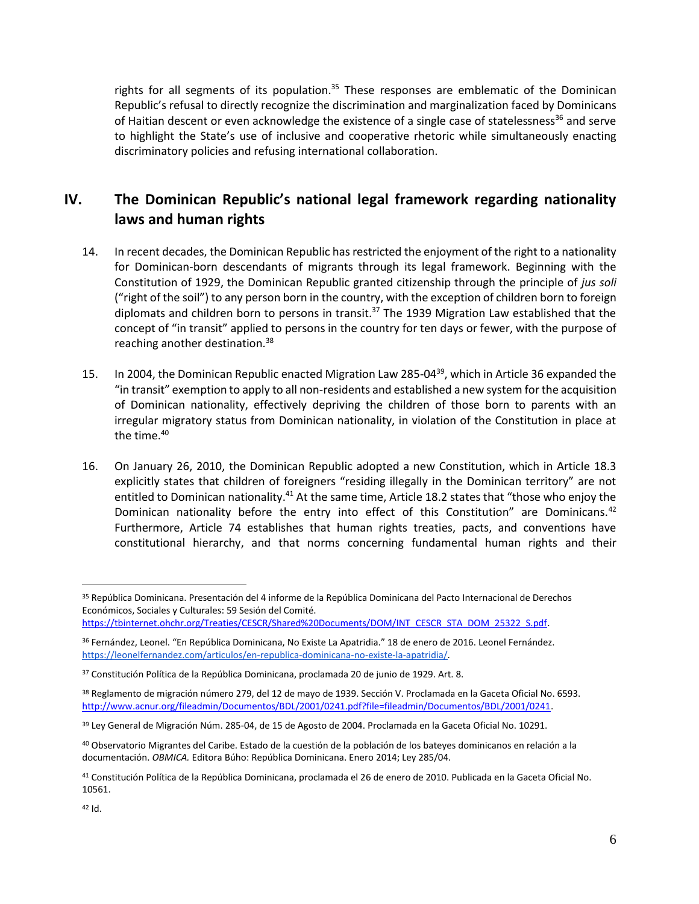rights for all segments of its population.[35] These responses are emblematic of the Dominican Republic's refusal to directly recognize the discrimination and marginalization faced by Dominicans of Haitian descent or even acknowledge the existence of a single case of statelessness[36] and serve to highlight the State's use of inclusive and cooperative rhetoric while simultaneously enacting discriminatory policies and refusing international collaboration.

## IV. The Dominican Republic's national legal framework regarding nationality laws and human rights

14. In recent decades, the Dominican Republic has restricted the enjoyment of the right to a nationality for Dominican-born descendants of migrants through its legal framework. Beginning with the Constitution of 1929, the Dominican Republic granted citizenship through the principle of *jus soli* ("right of the soil") to any person born in the country, with the exception of children born to foreign diplomats and children born to persons in transit.[37] The 1939 Migration Law established that the concept of "in transit" applied to persons in the country for ten days or fewer, with the purpose of reaching another destination.[38]

15. In 2004, the Dominican Republic enacted Migration Law 285-04[39], which in Article 36 expanded the "in transit" exemption to apply to all non-residents and established a new system for the acquisition of Dominican nationality, effectively depriving the children of those born to parents with an irregular migratory status from Dominican nationality, in violation of the Constitution in place at the time.[40]

16. On January 26, 2010, the Dominican Republic adopted a new Constitution, which in Article 18.3 explicitly states that children of foreigners "residing illegally in the Dominican territory" are not entitled to Dominican nationality.[41] At the same time, Article 18.2 states that "those who enjoy the Dominican nationality before the entry into effect of this Constitution" are Dominicans.[42] Furthermore, Article 74 establishes that human rights treaties, pacts, and conventions have constitutional hierarchy, and that norms concerning fundamental human rights and their

---

[35] República Dominicana. Presentación del 4 informe de la República Dominicana del Pacto Internacional de Derechos Económicos, Sociales y Culturales: 59 Sesión del Comité. https://tbinternet.ohchr.org/Treaties/CESCR/Shared%20Documents/DOM/INT_CESCR_STA_DOM_25322_S.pdf.

[36] Fernández, Leonel. "En República Dominicana, No Existe La Apatridia." 18 de enero de 2016. Leonel Fernández. https://leonelfernandez.com/articulos/en-republica-dominicana-no-existe-la-apatridia/.

[37] Constitución Política de la República Dominicana, proclamada 20 de junio de 1929. Art. 8.

[38] Reglamento de migración número 279, del 12 de mayo de 1939. Sección V. Proclamada en la Gaceta Oficial No. 6593. http://www.acnur.org/fileadmin/Documentos/BDL/2001/0241.pdf?file=fileadmin/Documentos/BDL/2001/0241.

[39] Ley General de Migración Núm. 285-04, de 15 de Agosto de 2004. Proclamada en la Gaceta Oficial No. 10291.

[40] Observatorio Migrantes del Caribe. Estado de la cuestión de la población de los bateyes dominicanos en relación a la documentación. *OBMICA.* Editora Búho: República Dominicana. Enero 2014; Ley 285/04.

[41] Constitución Política de la República Dominicana, proclamada el 26 de enero de 2010. Publicada en la Gaceta Oficial No. 10561.

[42] Id.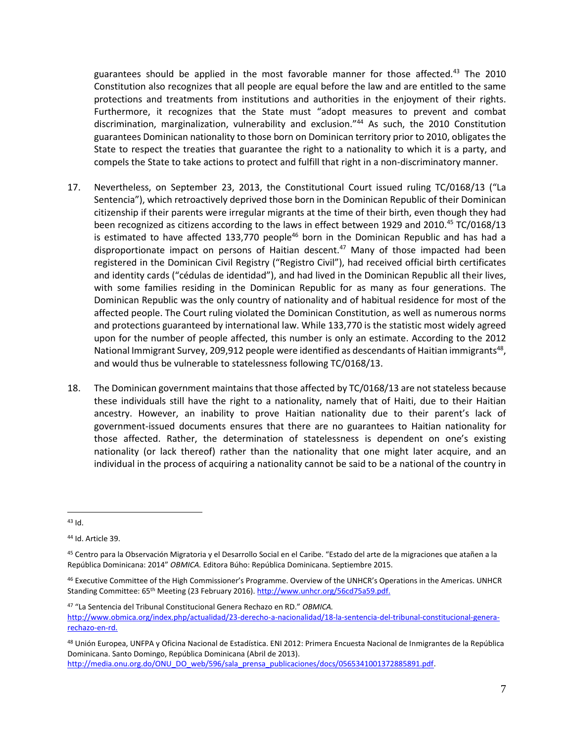guarantees should be applied in the most favorable manner for those affected.[43] The 2010 Constitution also recognizes that all people are equal before the law and are entitled to the same protections and treatments from institutions and authorities in the enjoyment of their rights. Furthermore, it recognizes that the State must "adopt measures to prevent and combat discrimination, marginalization, vulnerability and exclusion."[44] As such, the 2010 Constitution guarantees Dominican nationality to those born on Dominican territory prior to 2010, obligates the State to respect the treaties that guarantee the right to a nationality to which it is a party, and compels the State to take actions to protect and fulfill that right in a non-discriminatory manner.

17. Nevertheless, on September 23, 2013, the Constitutional Court issued ruling TC/0168/13 ("La Sentencia"), which retroactively deprived those born in the Dominican Republic of their Dominican citizenship if their parents were irregular migrants at the time of their birth, even though they had been recognized as citizens according to the laws in effect between 1929 and 2010.[45] TC/0168/13 is estimated to have affected 133,770 people[46] born in the Dominican Republic and has had a disproportionate impact on persons of Haitian descent.[47] Many of those impacted had been registered in the Dominican Civil Registry ("Registro Civil"), had received official birth certificates and identity cards ("cédulas de identidad"), and had lived in the Dominican Republic all their lives, with some families residing in the Dominican Republic for as many as four generations. The Dominican Republic was the only country of nationality and of habitual residence for most of the affected people. The Court ruling violated the Dominican Constitution, as well as numerous norms and protections guaranteed by international law. While 133,770 is the statistic most widely agreed upon for the number of people affected, this number is only an estimate. According to the 2012 National Immigrant Survey, 209,912 people were identified as descendants of Haitian immigrants[48], and would thus be vulnerable to statelessness following TC/0168/13.

18. The Dominican government maintains that those affected by TC/0168/13 are not stateless because these individuals still have the right to a nationality, namely that of Haiti, due to their Haitian ancestry. However, an inability to prove Haitian nationality due to their parent's lack of government-issued documents ensures that there are no guarantees to Haitian nationality for those affected. Rather, the determination of statelessness is dependent on one's existing nationality (or lack thereof) rather than the nationality that one might later acquire, and an individual in the process of acquiring a nationality cannot be said to be a national of the country in

---

[43] Id.

[44] Id. Article 39.

[45] Centro para la Observación Migratoria y el Desarrollo Social en el Caribe. "Estado del arte de la migraciones que atañen a la República Dominicana: 2014" *OBMICA.* Editora Búho: República Dominicana. Septiembre 2015.

[46] Executive Committee of the High Commissioner's Programme. Overview of the UNHCR's Operations in the Americas. UNHCR Standing Committee: 65th Meeting (23 February 2016). http://www.unhcr.org/56cd75a59.pdf.

[47] "La Sentencia del Tribunal Constitucional Genera Rechazo en RD." *OBMICA.* http://www.obmica.org/index.php/actualidad/23-derecho-a-nacionalidad/18-la-sentencia-del-tribunal-constitucional-genera-rechazo-en-rd.

[48] Unión Europea, UNFPA y Oficina Nacional de Estadística. ENI 2012: Primera Encuesta Nacional de Inmigrantes de la República Dominicana. Santo Domingo, República Dominicana (Abril de 2013). http://media.onu.org.do/ONU_DO_web/596/sala_prensa_publicaciones/docs/0565341001372885891.pdf.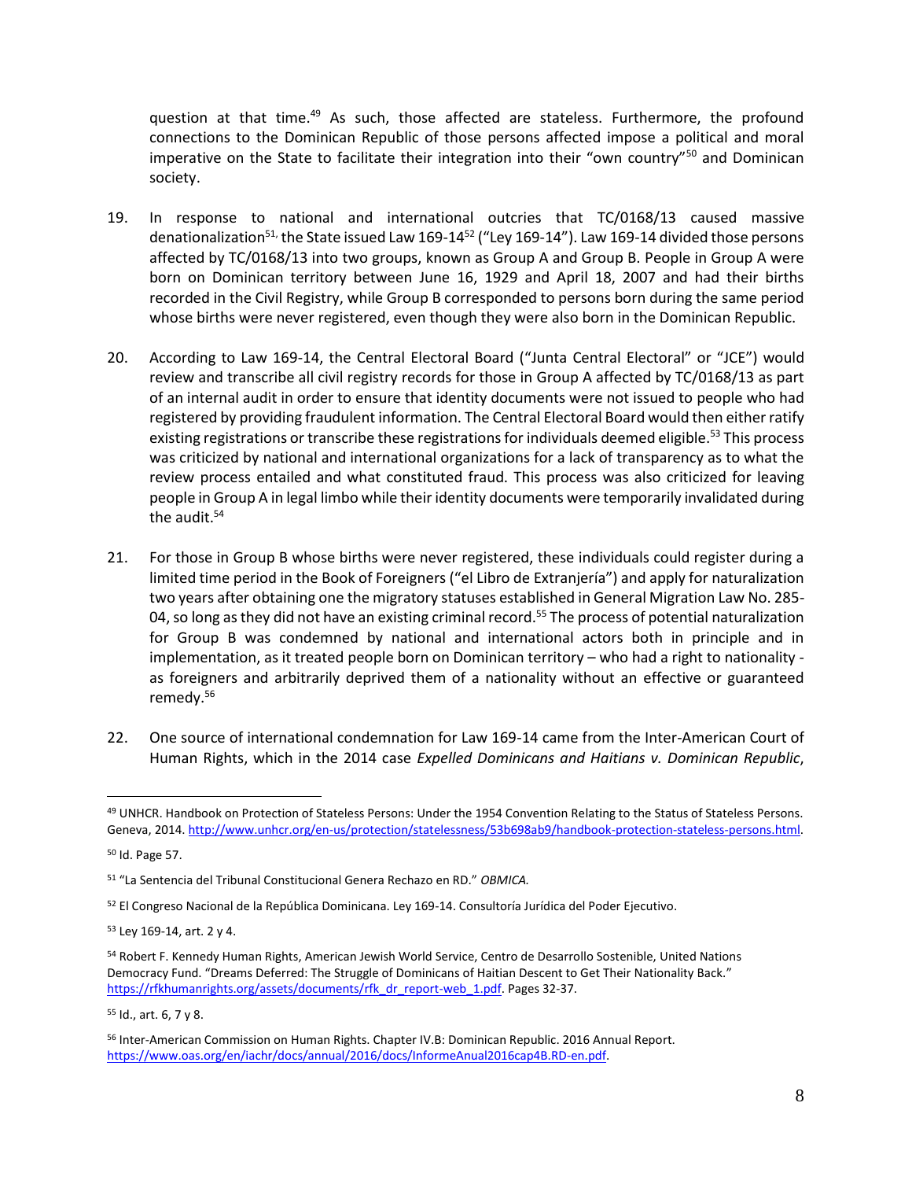question at that time.[49] As such, those affected are stateless. Furthermore, the profound connections to the Dominican Republic of those persons affected impose a political and moral imperative on the State to facilitate their integration into their "own country"[50] and Dominican society.

19. In response to national and international outcries that TC/0168/13 caused massive denationalization[51,] the State issued Law 169-14[52] ("Ley 169-14"). Law 169-14 divided those persons affected by TC/0168/13 into two groups, known as Group A and Group B. People in Group A were born on Dominican territory between June 16, 1929 and April 18, 2007 and had their births recorded in the Civil Registry, while Group B corresponded to persons born during the same period whose births were never registered, even though they were also born in the Dominican Republic.

20. According to Law 169-14, the Central Electoral Board ("Junta Central Electoral" or "JCE") would review and transcribe all civil registry records for those in Group A affected by TC/0168/13 as part of an internal audit in order to ensure that identity documents were not issued to people who had registered by providing fraudulent information. The Central Electoral Board would then either ratify existing registrations or transcribe these registrations for individuals deemed eligible.[53] This process was criticized by national and international organizations for a lack of transparency as to what the review process entailed and what constituted fraud. This process was also criticized for leaving people in Group A in legal limbo while their identity documents were temporarily invalidated during the audit.[54]

21. For those in Group B whose births were never registered, these individuals could register during a limited time period in the Book of Foreigners ("el Libro de Extranjería") and apply for naturalization two years after obtaining one the migratory statuses established in General Migration Law No. 285-04, so long as they did not have an existing criminal record.[55] The process of potential naturalization for Group B was condemned by national and international actors both in principle and in implementation, as it treated people born on Dominican territory – who had a right to nationality - as foreigners and arbitrarily deprived them of a nationality without an effective or guaranteed remedy.[56]

22. One source of international condemnation for Law 169-14 came from the Inter-American Court of Human Rights, which in the 2014 case *Expelled Dominicans and Haitians v. Dominican Republic*,

---

[49] UNHCR. Handbook on Protection of Stateless Persons: Under the 1954 Convention Relating to the Status of Stateless Persons. Geneva, 2014. http://www.unhcr.org/en-us/protection/statelessness/53b698ab9/handbook-protection-stateless-persons.html.

[50] Id. Page 57.

[51] "La Sentencia del Tribunal Constitucional Genera Rechazo en RD." *OBMICA.*

[52] El Congreso Nacional de la República Dominicana. Ley 169-14. Consultoría Jurídica del Poder Ejecutivo.

[53] Ley 169-14, art. 2 y 4.

[54] Robert F. Kennedy Human Rights, American Jewish World Service, Centro de Desarrollo Sostenible, United Nations Democracy Fund. "Dreams Deferred: The Struggle of Dominicans of Haitian Descent to Get Their Nationality Back." https://rfkhumanrights.org/assets/documents/rfk_dr_report-web_1.pdf. Pages 32-37.

[55] Id., art. 6, 7 y 8.

[56] Inter-American Commission on Human Rights. Chapter IV.B: Dominican Republic. 2016 Annual Report. https://www.oas.org/en/iachr/docs/annual/2016/docs/InformeAnual2016cap4B.RD-en.pdf.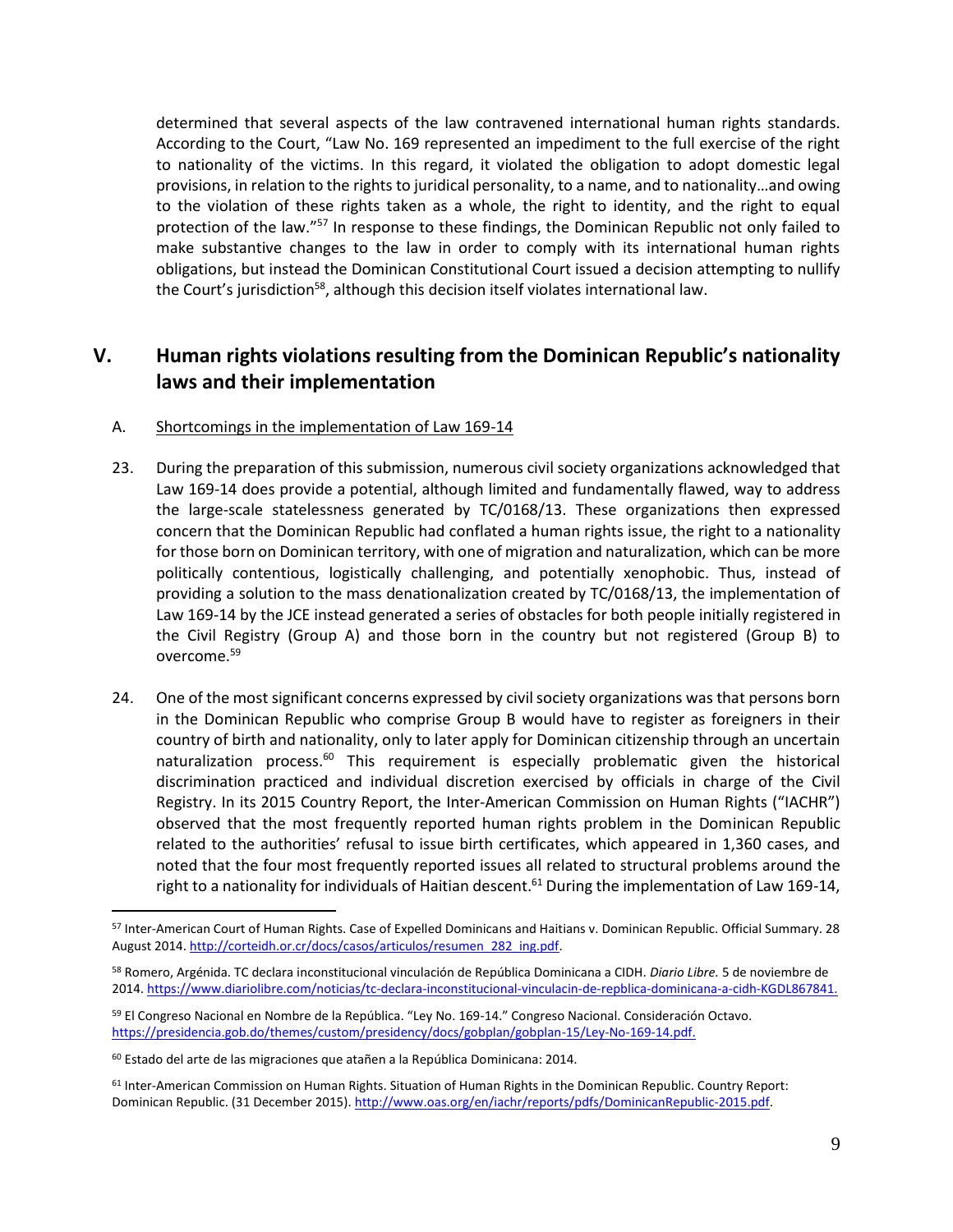determined that several aspects of the law contravened international human rights standards. According to the Court, "Law No. 169 represented an impediment to the full exercise of the right to nationality of the victims. In this regard, it violated the obligation to adopt domestic legal provisions, in relation to the rights to juridical personality, to a name, and to nationality…and owing to the violation of these rights taken as a whole, the right to identity, and the right to equal protection of the law."[57] In response to these findings, the Dominican Republic not only failed to make substantive changes to the law in order to comply with its international human rights obligations, but instead the Dominican Constitutional Court issued a decision attempting to nullify the Court's jurisdiction[58], although this decision itself violates international law.

## V. Human rights violations resulting from the Dominican Republic's nationality laws and their implementation

### A. Shortcomings in the implementation of Law 169-14

23. During the preparation of this submission, numerous civil society organizations acknowledged that Law 169-14 does provide a potential, although limited and fundamentally flawed, way to address the large-scale statelessness generated by TC/0168/13. These organizations then expressed concern that the Dominican Republic had conflated a human rights issue, the right to a nationality for those born on Dominican territory, with one of migration and naturalization, which can be more politically contentious, logistically challenging, and potentially xenophobic. Thus, instead of providing a solution to the mass denationalization created by TC/0168/13, the implementation of Law 169-14 by the JCE instead generated a series of obstacles for both people initially registered in the Civil Registry (Group A) and those born in the country but not registered (Group B) to overcome.[59]

24. One of the most significant concerns expressed by civil society organizations was that persons born in the Dominican Republic who comprise Group B would have to register as foreigners in their country of birth and nationality, only to later apply for Dominican citizenship through an uncertain naturalization process.[60] This requirement is especially problematic given the historical discrimination practiced and individual discretion exercised by officials in charge of the Civil Registry. In its 2015 Country Report, the Inter-American Commission on Human Rights ("IACHR") observed that the most frequently reported human rights problem in the Dominican Republic related to the authorities' refusal to issue birth certificates, which appeared in 1,360 cases, and noted that the four most frequently reported issues all related to structural problems around the right to a nationality for individuals of Haitian descent.[61] During the implementation of Law 169-14,

---

[57] Inter-American Court of Human Rights. Case of Expelled Dominicans and Haitians v. Dominican Republic. Official Summary. 28 August 2014. http://corteidh.or.cr/docs/casos/articulos/resumen_282_ing.pdf.

[58] Romero, Argénida. TC declara inconstitucional vinculación de República Dominicana a CIDH. *Diario Libre.* 5 de noviembre de 2014. https://www.diariolibre.com/noticias/tc-declara-inconstitucional-vinculacin-de-repblica-dominicana-a-cidh-KGDL867841.

[59] El Congreso Nacional en Nombre de la República. "Ley No. 169-14." Congreso Nacional. Consideración Octavo. https://presidencia.gob.do/themes/custom/presidency/docs/gobplan/gobplan-15/Ley-No-169-14.pdf.

[60] Estado del arte de las migraciones que atañen a la República Dominicana: 2014.

[61] Inter-American Commission on Human Rights. Situation of Human Rights in the Dominican Republic. Country Report: Dominican Republic. (31 December 2015). http://www.oas.org/en/iachr/reports/pdfs/DominicanRepublic-2015.pdf.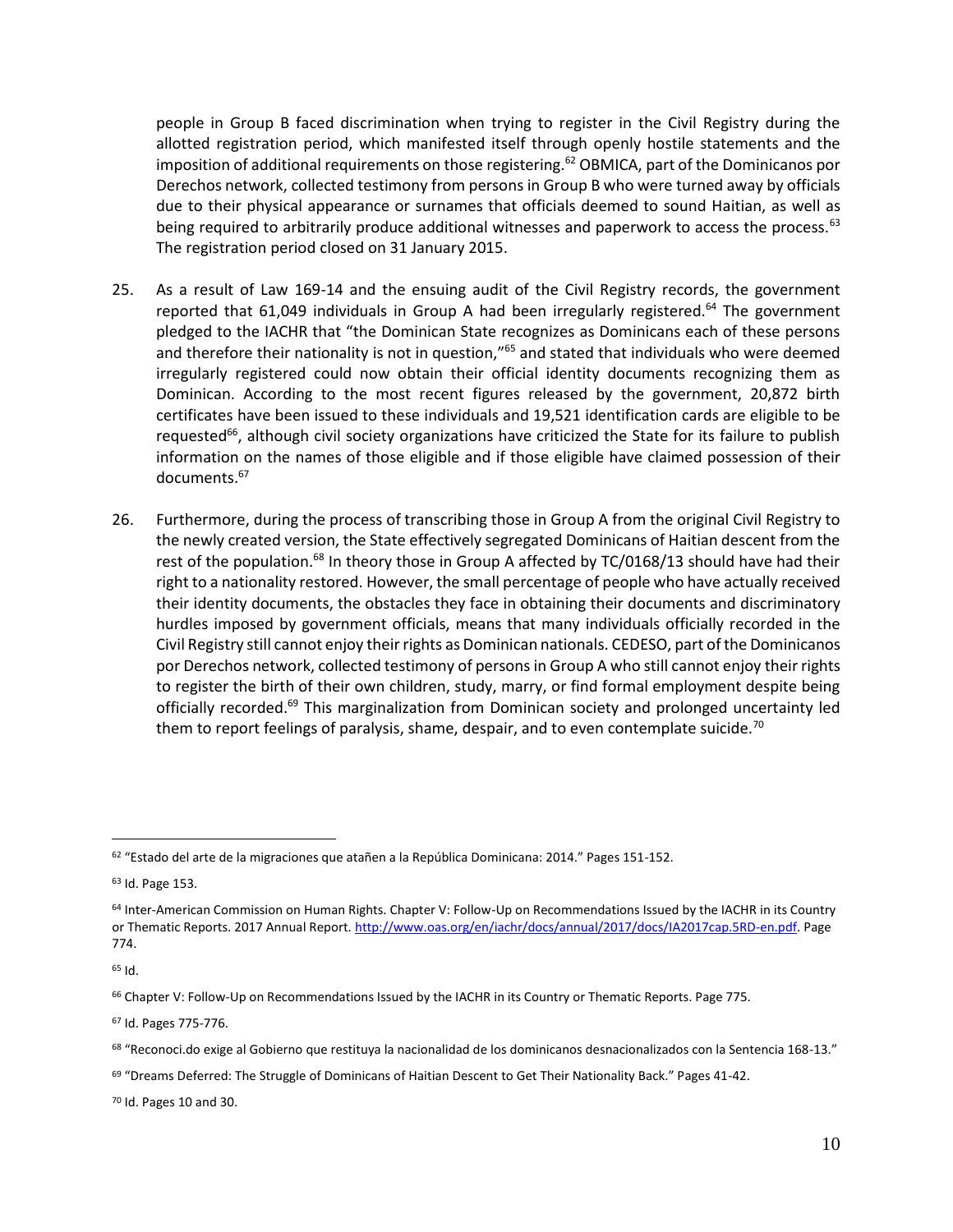people in Group B faced discrimination when trying to register in the Civil Registry during the allotted registration period, which manifested itself through openly hostile statements and the imposition of additional requirements on those registering.[62] OBMICA, part of the Dominicanos por Derechos network, collected testimony from persons in Group B who were turned away by officials due to their physical appearance or surnames that officials deemed to sound Haitian, as well as being required to arbitrarily produce additional witnesses and paperwork to access the process.[63] The registration period closed on 31 January 2015.

25. As a result of Law 169-14 and the ensuing audit of the Civil Registry records, the government reported that 61,049 individuals in Group A had been irregularly registered.[64] The government pledged to the IACHR that "the Dominican State recognizes as Dominicans each of these persons and therefore their nationality is not in question,"[65] and stated that individuals who were deemed irregularly registered could now obtain their official identity documents recognizing them as Dominican. According to the most recent figures released by the government, 20,872 birth certificates have been issued to these individuals and 19,521 identification cards are eligible to be requested[66], although civil society organizations have criticized the State for its failure to publish information on the names of those eligible and if those eligible have claimed possession of their documents.[67]

26. Furthermore, during the process of transcribing those in Group A from the original Civil Registry to the newly created version, the State effectively segregated Dominicans of Haitian descent from the rest of the population.[68] In theory those in Group A affected by TC/0168/13 should have had their right to a nationality restored. However, the small percentage of people who have actually received their identity documents, the obstacles they face in obtaining their documents and discriminatory hurdles imposed by government officials, means that many individuals officially recorded in the Civil Registry still cannot enjoy their rights as Dominican nationals. CEDESO, part of the Dominicanos por Derechos network, collected testimony of persons in Group A who still cannot enjoy their rights to register the birth of their own children, study, marry, or find formal employment despite being officially recorded.[69] This marginalization from Dominican society and prolonged uncertainty led them to report feelings of paralysis, shame, despair, and to even contemplate suicide.[70]

---

[62] "Estado del arte de la migraciones que atañen a la República Dominicana: 2014." Pages 151-152.

[63] Id. Page 153.

[64] Inter-American Commission on Human Rights. Chapter V: Follow-Up on Recommendations Issued by the IACHR in its Country or Thematic Reports. 2017 Annual Report. http://www.oas.org/en/iachr/docs/annual/2017/docs/IA2017cap.5RD-en.pdf. Page 774.

[65] Id.

[66] Chapter V: Follow-Up on Recommendations Issued by the IACHR in its Country or Thematic Reports. Page 775.

[67] Id. Pages 775-776.

[68] "Reconoci.do exige al Gobierno que restituya la nacionalidad de los dominicanos desnacionalizados con la Sentencia 168-13."

[69] "Dreams Deferred: The Struggle of Dominicans of Haitian Descent to Get Their Nationality Back." Pages 41-42.

[70] Id. Pages 10 and 30.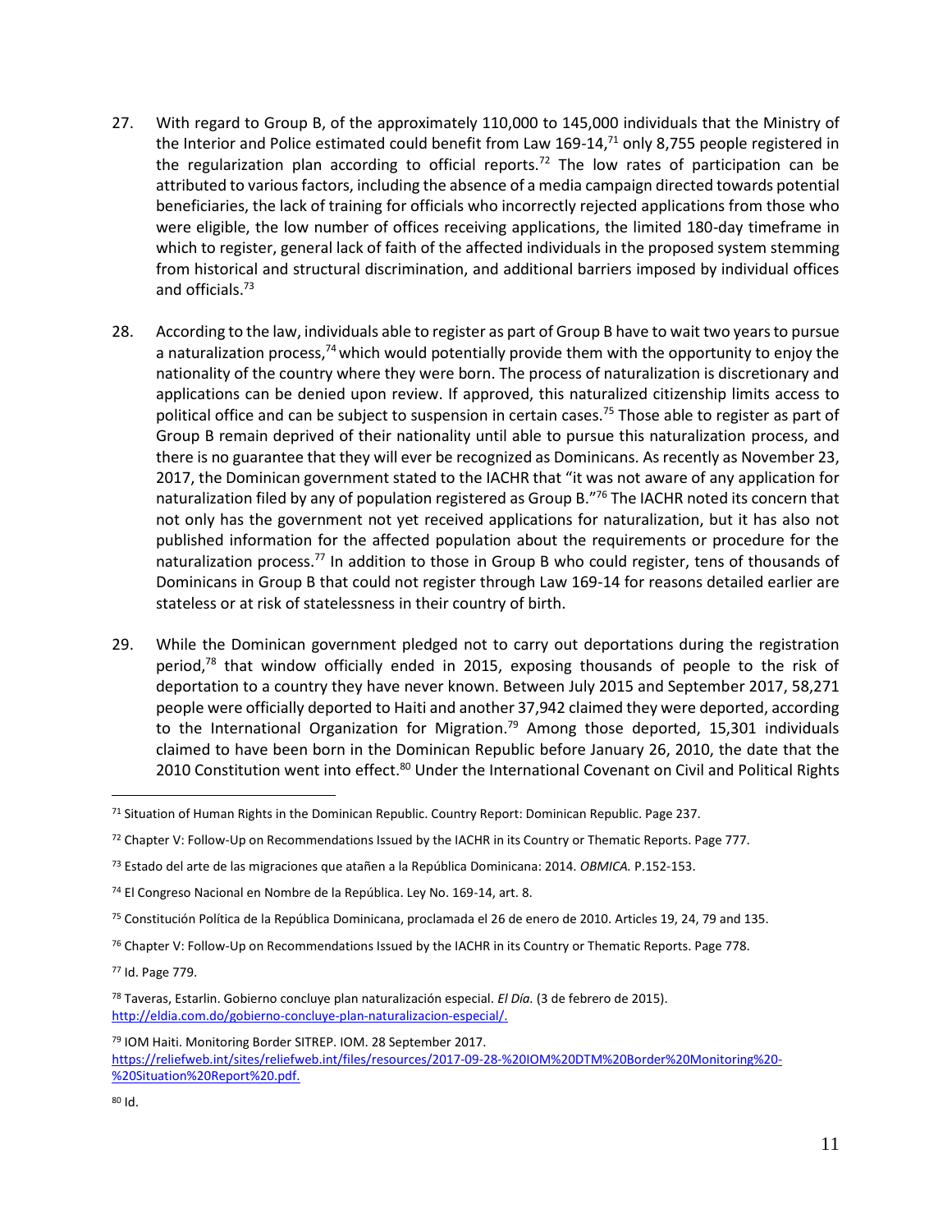27. With regard to Group B, of the approximately 110,000 to 145,000 individuals that the Ministry of the Interior and Police estimated could benefit from Law 169-14,[71] only 8,755 people registered in the regularization plan according to official reports.[72] The low rates of participation can be attributed to various factors, including the absence of a media campaign directed towards potential beneficiaries, the lack of training for officials who incorrectly rejected applications from those who were eligible, the low number of offices receiving applications, the limited 180-day timeframe in which to register, general lack of faith of the affected individuals in the proposed system stemming from historical and structural discrimination, and additional barriers imposed by individual offices and officials.[73]

28. According to the law, individuals able to register as part of Group B have to wait two years to pursue a naturalization process,[74] which would potentially provide them with the opportunity to enjoy the nationality of the country where they were born. The process of naturalization is discretionary and applications can be denied upon review. If approved, this naturalized citizenship limits access to political office and can be subject to suspension in certain cases.[75] Those able to register as part of Group B remain deprived of their nationality until able to pursue this naturalization process, and there is no guarantee that they will ever be recognized as Dominicans. As recently as November 23, 2017, the Dominican government stated to the IACHR that "it was not aware of any application for naturalization filed by any of population registered as Group B."[76] The IACHR noted its concern that not only has the government not yet received applications for naturalization, but it has also not published information for the affected population about the requirements or procedure for the naturalization process.[77] In addition to those in Group B who could register, tens of thousands of Dominicans in Group B that could not register through Law 169-14 for reasons detailed earlier are stateless or at risk of statelessness in their country of birth.

29. While the Dominican government pledged not to carry out deportations during the registration period,[78] that window officially ended in 2015, exposing thousands of people to the risk of deportation to a country they have never known. Between July 2015 and September 2017, 58,271 people were officially deported to Haiti and another 37,942 claimed they were deported, according to the International Organization for Migration.[79] Among those deported, 15,301 individuals claimed to have been born in the Dominican Republic before January 26, 2010, the date that the 2010 Constitution went into effect.[80] Under the International Covenant on Civil and Political Rights

---

[71] Situation of Human Rights in the Dominican Republic. Country Report: Dominican Republic. Page 237.

[72] Chapter V: Follow-Up on Recommendations Issued by the IACHR in its Country or Thematic Reports. Page 777.

[73] Estado del arte de las migraciones que atañen a la República Dominicana: 2014. *OBMICA.* P.152-153.

[74] El Congreso Nacional en Nombre de la República. Ley No. 169-14, art. 8.

[75] Constitución Política de la República Dominicana, proclamada el 26 de enero de 2010. Articles 19, 24, 79 and 135.

[76] Chapter V: Follow-Up on Recommendations Issued by the IACHR in its Country or Thematic Reports. Page 778.

[77] Id. Page 779.

[78] Taveras, Estarlin. Gobierno concluye plan naturalización especial. *El Día.* (3 de febrero de 2015). http://eldia.com.do/gobierno-concluye-plan-naturalizacion-especial/.

[79] IOM Haiti. Monitoring Border SITREP. IOM. 28 September 2017. https://reliefweb.int/sites/reliefweb.int/files/resources/2017-09-28-%20IOM%20DTM%20Border%20Monitoring%20-%20Situation%20Report%20.pdf.

[80] Id.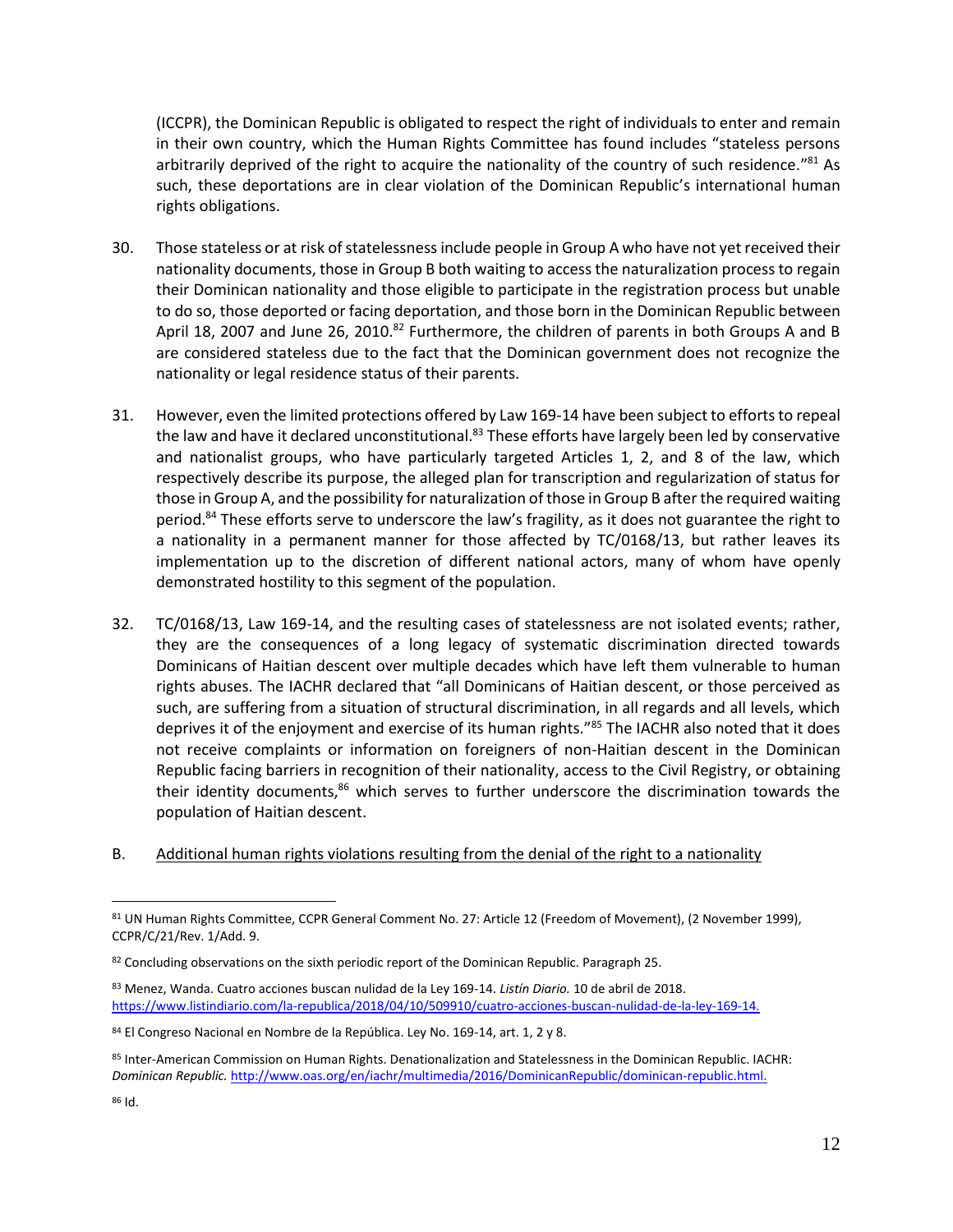(ICCPR), the Dominican Republic is obligated to respect the right of individuals to enter and remain in their own country, which the Human Rights Committee has found includes "stateless persons arbitrarily deprived of the right to acquire the nationality of the country of such residence."[81] As such, these deportations are in clear violation of the Dominican Republic's international human rights obligations.

30. Those stateless or at risk of statelessness include people in Group A who have not yet received their nationality documents, those in Group B both waiting to access the naturalization process to regain their Dominican nationality and those eligible to participate in the registration process but unable to do so, those deported or facing deportation, and those born in the Dominican Republic between April 18, 2007 and June 26, 2010.[82] Furthermore, the children of parents in both Groups A and B are considered stateless due to the fact that the Dominican government does not recognize the nationality or legal residence status of their parents.

31. However, even the limited protections offered by Law 169-14 have been subject to efforts to repeal the law and have it declared unconstitutional.[83] These efforts have largely been led by conservative and nationalist groups, who have particularly targeted Articles 1, 2, and 8 of the law, which respectively describe its purpose, the alleged plan for transcription and regularization of status for those in Group A, and the possibility for naturalization of those in Group B after the required waiting period.[84] These efforts serve to underscore the law's fragility, as it does not guarantee the right to a nationality in a permanent manner for those affected by TC/0168/13, but rather leaves its implementation up to the discretion of different national actors, many of whom have openly demonstrated hostility to this segment of the population.

32. TC/0168/13, Law 169-14, and the resulting cases of statelessness are not isolated events; rather, they are the consequences of a long legacy of systematic discrimination directed towards Dominicans of Haitian descent over multiple decades which have left them vulnerable to human rights abuses. The IACHR declared that "all Dominicans of Haitian descent, or those perceived as such, are suffering from a situation of structural discrimination, in all regards and all levels, which deprives it of the enjoyment and exercise of its human rights."[85] The IACHR also noted that it does not receive complaints or information on foreigners of non-Haitian descent in the Dominican Republic facing barriers in recognition of their nationality, access to the Civil Registry, or obtaining their identity documents,[86] which serves to further underscore the discrimination towards the population of Haitian descent.

B. <u>Additional human rights violations resulting from the denial of the right to a nationality</u>

---

[81] UN Human Rights Committee, CCPR General Comment No. 27: Article 12 (Freedom of Movement), (2 November 1999), CCPR/C/21/Rev. 1/Add. 9.

[82] Concluding observations on the sixth periodic report of the Dominican Republic. Paragraph 25.

[83] Menez, Wanda. Cuatro acciones buscan nulidad de la Ley 169-14. *Listín Diario.* 10 de abril de 2018. https://www.listindiario.com/la-republica/2018/04/10/509910/cuatro-acciones-buscan-nulidad-de-la-ley-169-14.

[84] El Congreso Nacional en Nombre de la República. Ley No. 169-14, art. 1, 2 y 8.

[85] Inter-American Commission on Human Rights. Denationalization and Statelessness in the Dominican Republic. IACHR: *Dominican Republic.* http://www.oas.org/en/iachr/multimedia/2016/DominicanRepublic/dominican-republic.html.

[86] Id.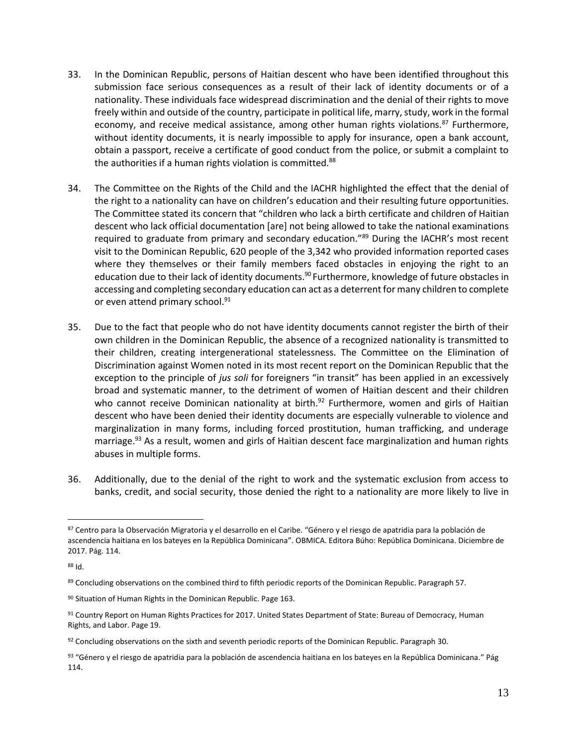33. In the Dominican Republic, persons of Haitian descent who have been identified throughout this submission face serious consequences as a result of their lack of identity documents or of a nationality. These individuals face widespread discrimination and the denial of their rights to move freely within and outside of the country, participate in political life, marry, study, work in the formal economy, and receive medical assistance, among other human rights violations.[87] Furthermore, without identity documents, it is nearly impossible to apply for insurance, open a bank account, obtain a passport, receive a certificate of good conduct from the police, or submit a complaint to the authorities if a human rights violation is committed.[88]

34. The Committee on the Rights of the Child and the IACHR highlighted the effect that the denial of the right to a nationality can have on children's education and their resulting future opportunities. The Committee stated its concern that "children who lack a birth certificate and children of Haitian descent who lack official documentation [are] not being allowed to take the national examinations required to graduate from primary and secondary education."[89] During the IACHR's most recent visit to the Dominican Republic, 620 people of the 3,342 who provided information reported cases where they themselves or their family members faced obstacles in enjoying the right to an education due to their lack of identity documents.[90] Furthermore, knowledge of future obstacles in accessing and completing secondary education can act as a deterrent for many children to complete or even attend primary school.[91]

35. Due to the fact that people who do not have identity documents cannot register the birth of their own children in the Dominican Republic, the absence of a recognized nationality is transmitted to their children, creating intergenerational statelessness. The Committee on the Elimination of Discrimination against Women noted in its most recent report on the Dominican Republic that the exception to the principle of *jus soli* for foreigners "in transit" has been applied in an excessively broad and systematic manner, to the detriment of women of Haitian descent and their children who cannot receive Dominican nationality at birth.[92] Furthermore, women and girls of Haitian descent who have been denied their identity documents are especially vulnerable to violence and marginalization in many forms, including forced prostitution, human trafficking, and underage marriage.[93] As a result, women and girls of Haitian descent face marginalization and human rights abuses in multiple forms.

36. Additionally, due to the denial of the right to work and the systematic exclusion from access to banks, credit, and social security, those denied the right to a nationality are more likely to live in

---

[87] Centro para la Observación Migratoria y el desarrollo en el Caribe. "Género y el riesgo de apatridia para la población de ascendencia haitiana en los bateyes en la República Dominicana". OBMICA. Editora Búho: República Dominicana. Diciembre de 2017. Pág. 114.

[88] Id.

[89] Concluding observations on the combined third to fifth periodic reports of the Dominican Republic. Paragraph 57.

[90] Situation of Human Rights in the Dominican Republic. Page 163.

[91] Country Report on Human Rights Practices for 2017. United States Department of State: Bureau of Democracy, Human Rights, and Labor. Page 19.

[92] Concluding observations on the sixth and seventh periodic reports of the Dominican Republic. Paragraph 30.

[93] "Género y el riesgo de apatridia para la población de ascendencia haitiana en los bateyes en la República Dominicana." Pág 114.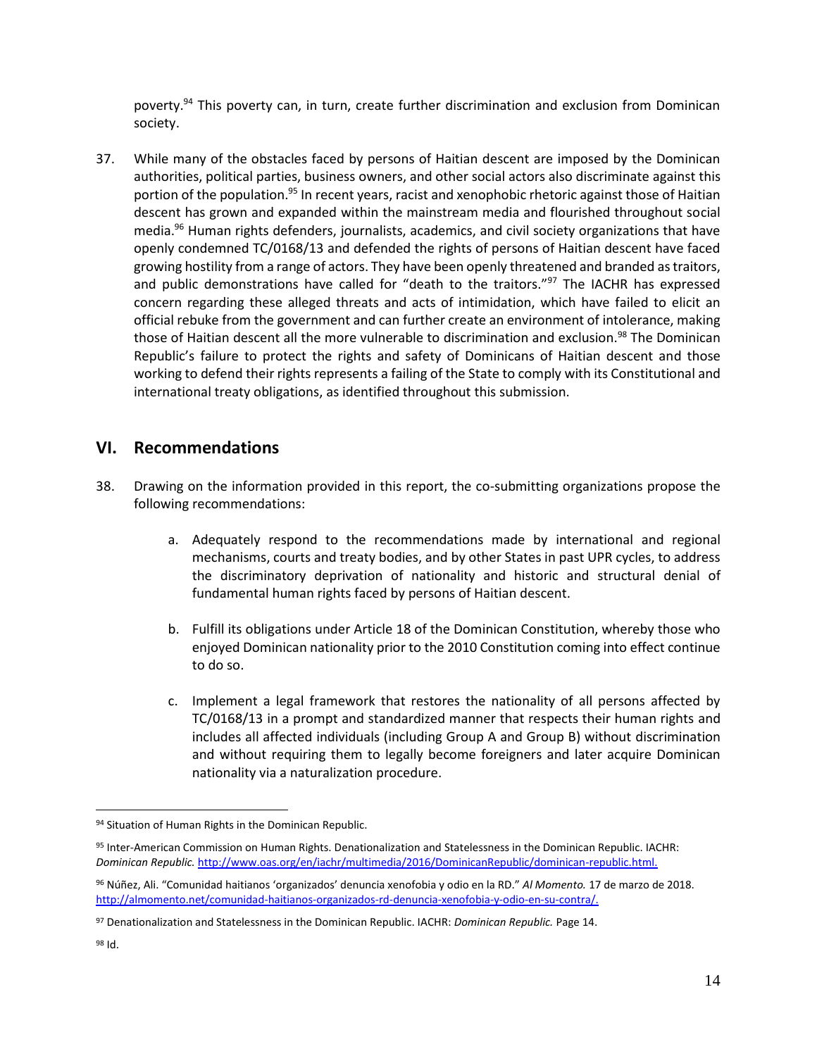poverty.[94] This poverty can, in turn, create further discrimination and exclusion from Dominican society.

37. While many of the obstacles faced by persons of Haitian descent are imposed by the Dominican authorities, political parties, business owners, and other social actors also discriminate against this portion of the population.[95] In recent years, racist and xenophobic rhetoric against those of Haitian descent has grown and expanded within the mainstream media and flourished throughout social media.[96] Human rights defenders, journalists, academics, and civil society organizations that have openly condemned TC/0168/13 and defended the rights of persons of Haitian descent have faced growing hostility from a range of actors. They have been openly threatened and branded as traitors, and public demonstrations have called for "death to the traitors."[97] The IACHR has expressed concern regarding these alleged threats and acts of intimidation, which have failed to elicit an official rebuke from the government and can further create an environment of intolerance, making those of Haitian descent all the more vulnerable to discrimination and exclusion.[98] The Dominican Republic's failure to protect the rights and safety of Dominicans of Haitian descent and those working to defend their rights represents a failing of the State to comply with its Constitutional and international treaty obligations, as identified throughout this submission.

## VI. Recommendations

38. Drawing on the information provided in this report, the co-submitting organizations propose the following recommendations:

    a. Adequately respond to the recommendations made by international and regional mechanisms, courts and treaty bodies, and by other States in past UPR cycles, to address the discriminatory deprivation of nationality and historic and structural denial of fundamental human rights faced by persons of Haitian descent.

    b. Fulfill its obligations under Article 18 of the Dominican Constitution, whereby those who enjoyed Dominican nationality prior to the 2010 Constitution coming into effect continue to do so.

    c. Implement a legal framework that restores the nationality of all persons affected by TC/0168/13 in a prompt and standardized manner that respects their human rights and includes all affected individuals (including Group A and Group B) without discrimination and without requiring them to legally become foreigners and later acquire Dominican nationality via a naturalization procedure.

---

[94] Situation of Human Rights in the Dominican Republic.

[95] Inter-American Commission on Human Rights. Denationalization and Statelessness in the Dominican Republic. IACHR: *Dominican Republic.* http://www.oas.org/en/iachr/multimedia/2016/DominicanRepublic/dominican-republic.html.

[96] Núñez, Ali. "Comunidad haitianos 'organizados' denuncia xenofobia y odio en la RD." *Al Momento.* 17 de marzo de 2018. http://almomento.net/comunidad-haitianos-organizados-rd-denuncia-xenofobia-y-odio-en-su-contra/.

[97] Denationalization and Statelessness in the Dominican Republic. IACHR: *Dominican Republic.* Page 14.

[98] Id.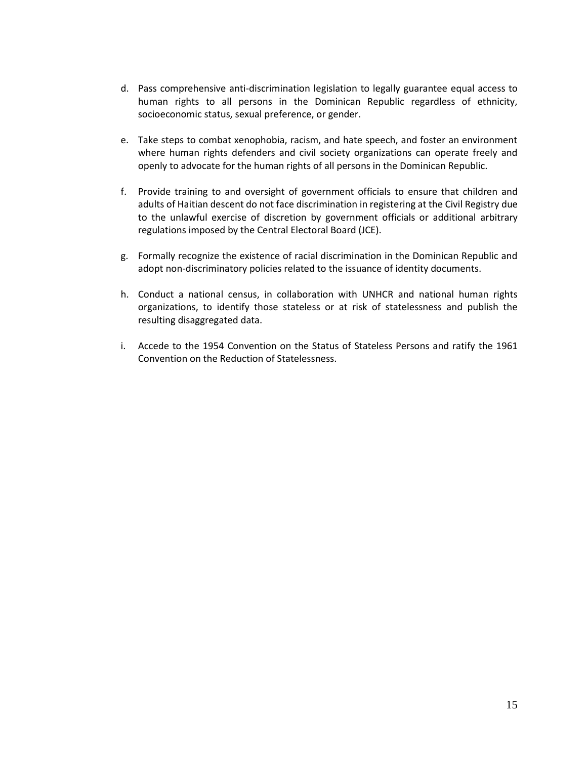d. Pass comprehensive anti-discrimination legislation to legally guarantee equal access to human rights to all persons in the Dominican Republic regardless of ethnicity, socioeconomic status, sexual preference, or gender.

e. Take steps to combat xenophobia, racism, and hate speech, and foster an environment where human rights defenders and civil society organizations can operate freely and openly to advocate for the human rights of all persons in the Dominican Republic.

f. Provide training to and oversight of government officials to ensure that children and adults of Haitian descent do not face discrimination in registering at the Civil Registry due to the unlawful exercise of discretion by government officials or additional arbitrary regulations imposed by the Central Electoral Board (JCE).

g. Formally recognize the existence of racial discrimination in the Dominican Republic and adopt non-discriminatory policies related to the issuance of identity documents.

h. Conduct a national census, in collaboration with UNHCR and national human rights organizations, to identify those stateless or at risk of statelessness and publish the resulting disaggregated data.

i. Accede to the 1954 Convention on the Status of Stateless Persons and ratify the 1961 Convention on the Reduction of Statelessness.